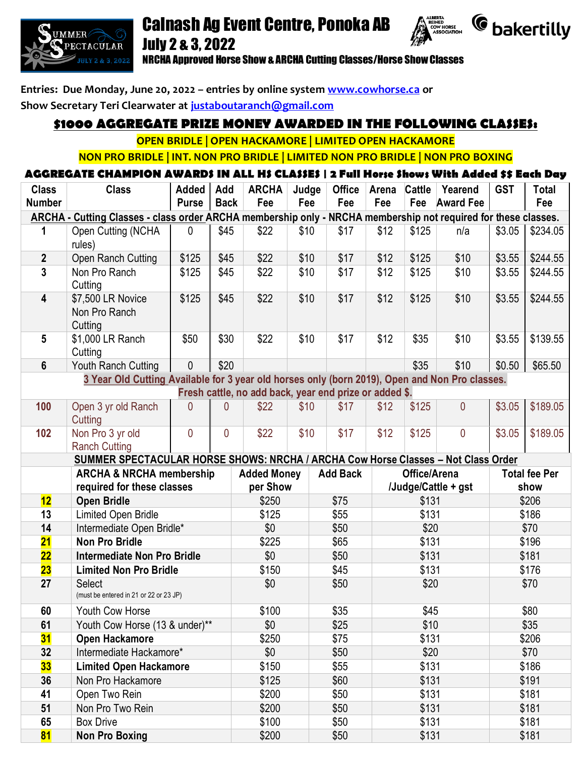# Calnash Ag Event Centre, Ponoka AB

## July 2 & 3, 2022

**NRCHA Approved Horse Show & ARCHA Cutting Classes/Horse Show Classes**

**Entries: Due Monday, June 20, 2022 – entries by online system www.cowhorse.ca or Show Secretary Teri Clearwater at justaboutaranch@gmail.com**

## $1000 AGGREGATE PRIZE MONEY AWARDED IN THE FOLLOWING CLASSES:

**OPEN BRIDLE | OPEN HACKAMORE | LIMITED OPEN HACKAMORE**

**NON PRO BRIDLE | INT. NON PRO BRIDLE | LIMITED NON PRO BRIDLE | NON PRO BOXING**

**AGGREGATE CHAMPION AWARDS IN ALL HS CLASSES | 2 Full Horse Shows With Added $$ Each Day**

| Class Number | Class | Added Purse | Add Back | ARCHA Fee | Judge Fee | Office Fee | Arena Fee | Cattle Fee | Yearend Award Fee | GST | Total Fee |
|---|---|---|---|---|---|---|---|---|---|---|---|
| **ARCHA - Cutting Classes - class order ARCHA membership only - NRCHA membership not required for these classes.** | | | | | | | | | | | |
| 1 | Open Cutting (NCHA rules) | 0 | $45 | $22 | $10 | $17 | $12 | $125 | n/a | $3.05 | $234.05 |
| 2 | Open Ranch Cutting | $125 | $45 | $22 | $10 | $17 | $12 | $125 | $10 | $3.55 | $244.55 |
| 3 | Non Pro Ranch Cutting | $125 | $45 | $22 | $10 | $17 | $12 | $125 | $10 | $3.55 | $244.55 |
| 4 | $7,500 LR Novice Non Pro Ranch Cutting | $125 | $45 | $22 | $10 | $17 | $12 | $125 | $10 | $3.55 | $244.55 |
| 5 | $1,000 LR Ranch Cutting | $50 | $30 | $22 | $10 | $17 | $12 | $35 | $10 | $3.55 | $139.55 |
| 6 | Youth Ranch Cutting | 0 | $20 | | | | | $35 | $10 | $0.50 | $65.50 |
| **3 Year Old Cutting Available for 3 year old horses only (born 2019), Open and Non Pro classes. Fresh cattle, no add back, year end prize or added $.** | | | | | | | | | | | |
| 100 | Open 3 yr old Ranch Cutting | 0 | 0 | $22 | $10 | $17 | $12 | $125 | 0 | $3.05 | $189.05 |
| 102 | Non Pro 3 yr old Ranch Cutting | 0 | 0 | $22 | $10 | $17 | $12 | $125 | 0 | $3.05 | $189.05 |

**SUMMER SPECTACULAR HORSE SHOWS: NRCHA / ARCHA Cow Horse Classes – Not Class Order**

| | ARCHA & NRCHA membership required for these classes | Added Money per Show | Add Back | Office/Arena /Judge/Cattle + gst | Total fee Per show |
|---|---|---|---|---|---|
| **12** | **Open Bridle** | $250 | $75 | $131 | $206 |
| 13 | Limited Open Bridle | $125 | $55 | $131 | $186 |
| 14 | Intermediate Open Bridle* | $0 | $50 | $20 | $70 |
| **21** | **Non Pro Bridle** | $225 | $65 | $131 | $196 |
| **22** | **Intermediate Non Pro Bridle** | $0 | $50 | $131 | $181 |
| **23** | **Limited Non Pro Bridle** | $150 | $45 | $131 | $176 |
| 27 | Select (must be entered in 21 or 22 or 23 JP) | $0 | $50 | $20 | $70 |
| 60 | Youth Cow Horse | $100 | $35 | $45 | $80 |
| 61 | Youth Cow Horse (13 & under)** | $0 | $25 | $10 | $35 |
| **31** | **Open Hackamore** | $250 | $75 | $131 | $206 |
| 32 | Intermediate Hackamore* | $0 | $50 | $20 | $70 |
| **33** | **Limited Open Hackamore** | $150 | $55 | $131 | $186 |
| 36 | Non Pro Hackamore | $125 | $60 | $131 | $191 |
| 41 | Open Two Rein | $200 | $50 | $131 | $181 |
| 51 | Non Pro Two Rein | $200 | $50 | $131 | $181 |
| 65 | Box Drive | $100 | $50 | $131 | $181 |
| **81** | **Non Pro Boxing** | $200 | $50 | $131 | $181 |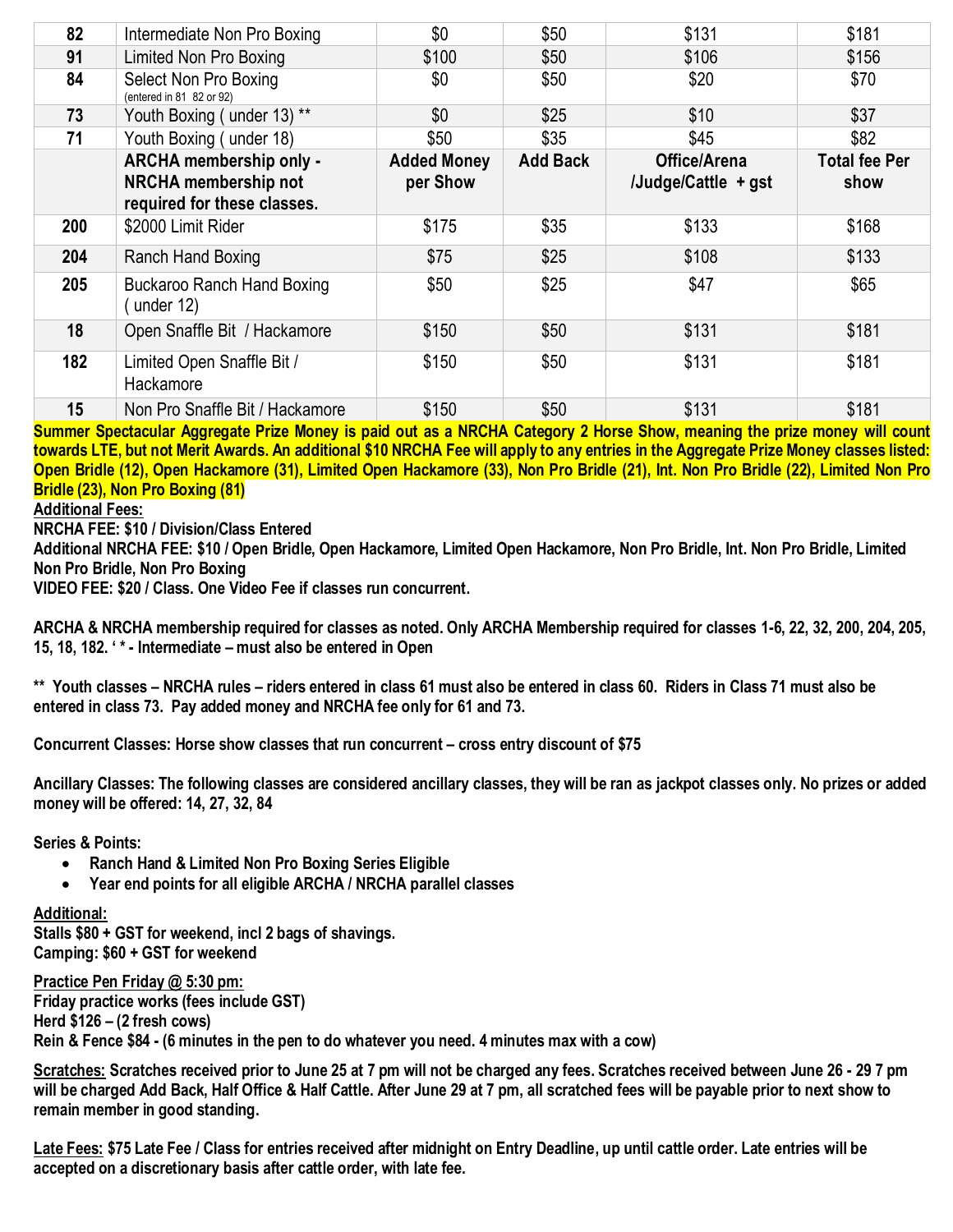| | | | | | |
|---|---|---|---|---|---|
| 82 | Intermediate Non Pro Boxing | $0 | $50 | $131 | $181 |
| 91 | Limited Non Pro Boxing | $100 | $50 | $106 | $156 |
| 84 | Select Non Pro Boxing (entered in 81 82 or 92) | $0 | $50 | $20 | $70 |
| 73 | Youth Boxing ( under 13) ** | $0 | $25 | $10 | $37 |
| 71 | Youth Boxing ( under 18) | $50 | $35 | $45 | $82 |
| | **ARCHA membership only - NRCHA membership not required for these classes.** | **Added Money per Show** | **Add Back** | **Office/Arena /Judge/Cattle + gst** | **Total fee Per show** |
| 200 | $2000 Limit Rider | $175 | $35 | $133 | $168 |
| 204 | Ranch Hand Boxing | $75 | $25 | $108 | $133 |
| 205 | Buckaroo Ranch Hand Boxing ( under 12) | $50 | $25 | $47 | $65 |
| 18 | Open Snaffle Bit / Hackamore | $150 | $50 | $131 | $181 |
| 182 | Limited Open Snaffle Bit / Hackamore | $150 | $50 | $131 | $181 |
| 15 | Non Pro Snaffle Bit / Hackamore | $150 | $50 | $131 | $181 |

**Summer Spectacular Aggregate Prize Money is paid out as a NRCHA Category 2 Horse Show, meaning the prize money will count towards LTE, but not Merit Awards. An additional $10 NRCHA Fee will apply to any entries in the Aggregate Prize Money classes listed: Open Bridle (12), Open Hackamore (31), Limited Open Hackamore (33), Non Pro Bridle (21), Int. Non Pro Bridle (22), Limited Non Pro Bridle (23), Non Pro Boxing (81)**

**Additional Fees:**

**NRCHA FEE: $10 / Division/Class Entered**

**Additional NRCHA FEE: $10 / Open Bridle, Open Hackamore, Limited Open Hackamore, Non Pro Bridle, Int. Non Pro Bridle, Limited Non Pro Bridle, Non Pro Boxing**

**VIDEO FEE: $20 / Class. One Video Fee if classes run concurrent.**

**ARCHA & NRCHA membership required for classes as noted. Only ARCHA Membership required for classes 1-6, 22, 32, 200, 204, 205, 15, 18, 182. ' * - Intermediate – must also be entered in Open**

**** Youth classes – NRCHA rules – riders entered in class 61 must also be entered in class 60. Riders in Class 71 must also be entered in class 73. Pay added money and NRCHA fee only for 61 and 73.**

**Concurrent Classes: Horse show classes that run concurrent – cross entry discount of $75**

**Ancillary Classes: The following classes are considered ancillary classes, they will be ran as jackpot classes only. No prizes or added money will be offered: 14, 27, 32, 84**

**Series & Points:**

- **Ranch Hand & Limited Non Pro Boxing Series Eligible**
- **Year end points for all eligible ARCHA / NRCHA parallel classes**

**Additional:**

**Stalls $80 + GST for weekend, incl 2 bags of shavings.**

**Camping: $60 + GST for weekend**

**Practice Pen Friday @ 5:30 pm:**

**Friday practice works (fees include GST)**

**Herd $126 – (2 fresh cows)**

**Rein & Fence $84 - (6 minutes in the pen to do whatever you need. 4 minutes max with a cow)**

**Scratches: Scratches received prior to June 25 at 7 pm will not be charged any fees. Scratches received between June 26 - 29 7 pm will be charged Add Back, Half Office & Half Cattle. After June 29 at 7 pm, all scratched fees will be payable prior to next show to remain member in good standing.**

**Late Fees: $75 Late Fee / Class for entries received after midnight on Entry Deadline, up until cattle order. Late entries will be accepted on a discretionary basis after cattle order, with late fee.**